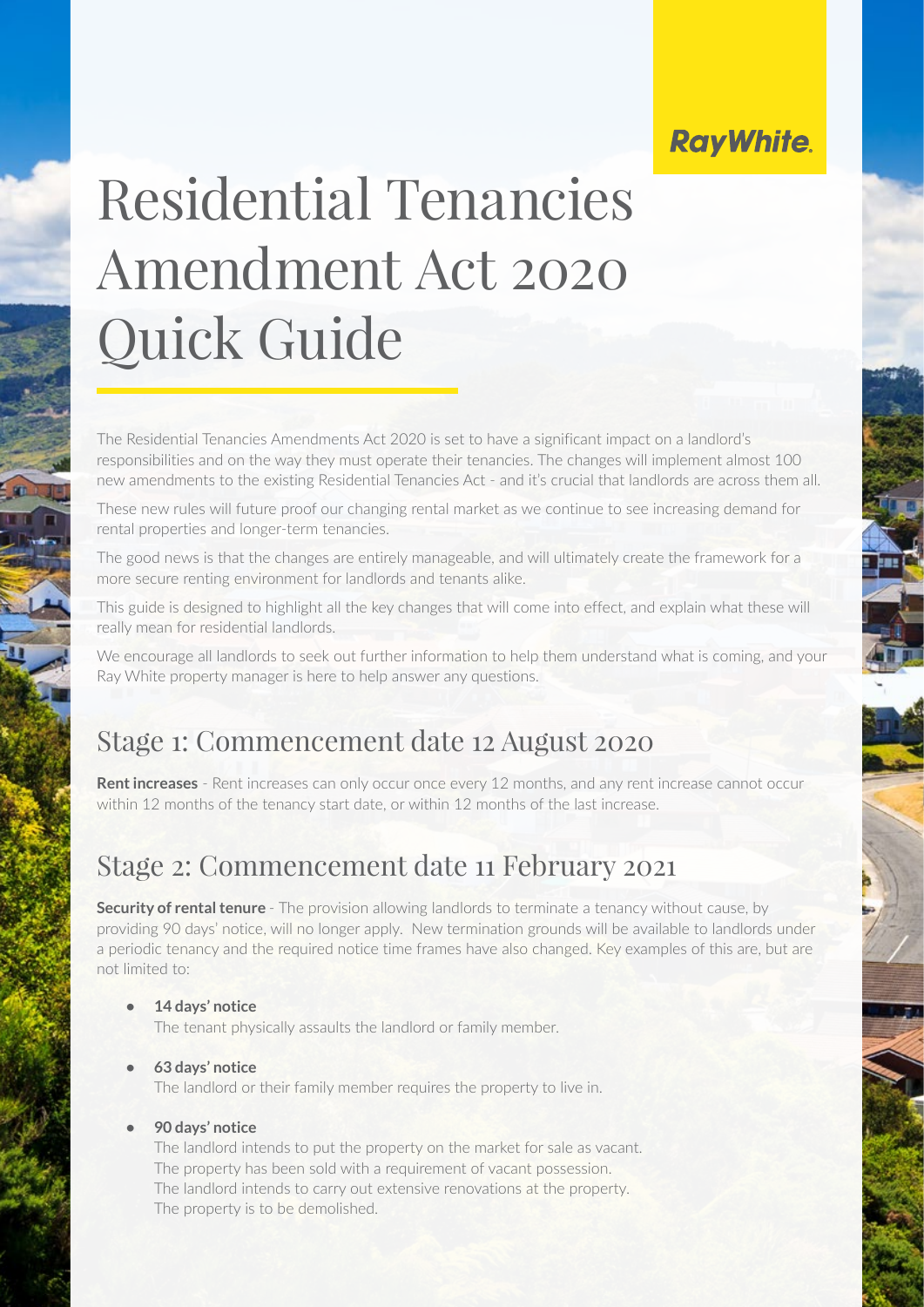Ray White

# Residential Tenancies Amendment Act 2020 Quick Guide

The Residential Tenancies Amendments Act 2020 is set to have a significant impact on a landlord's responsibilities and on the way they must operate their tenancies. The changes will implement almost 100 new amendments to the existing Residential Tenancies Act - and it's crucial that landlords are across them all.

These new rules will future proof our changing rental market as we continue to see increasing demand for rental properties and longer-term tenancies.

The good news is that the changes are entirely manageable, and will ultimately create the framework for a more secure renting environment for landlords and tenants alike.

This guide is designed to highlight all the key changes that will come into effect, and explain what these will really mean for residential landlords.

We encourage all landlords to seek out further information to help them understand what is coming, and your Ray White property manager is here to help answer any questions.

## Stage 1: Commencement date 12 August 2020

**Rent increases** - Rent increases can only occur once every 12 months, and any rent increase cannot occur within 12 months of the tenancy start date, or within 12 months of the last increase.

## Stage 2: Commencement date 11 February 2021

**Security of rental tenure** - The provision allowing landlords to terminate a tenancy without cause, by providing 90 days' notice, will no longer apply. New termination grounds will be available to landlords under a periodic tenancy and the required notice time frames have also changed. Key examples of this are, but are not limited to:

- **14 days' notice**
  The tenant physically assaults the landlord or family member.
- **63 days' notice**
  The landlord or their family member requires the property to live in.
- **90 days' notice**
  The landlord intends to put the property on the market for sale as vacant.
  The property has been sold with a requirement of vacant possession.
  The landlord intends to carry out extensive renovations at the property.
  The property is to be demolished.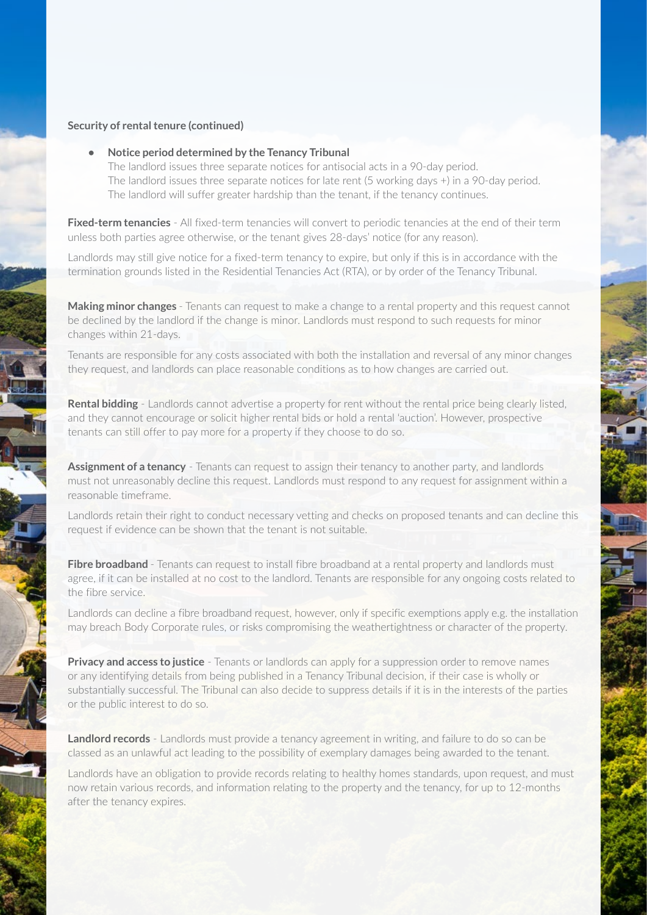**Security of rental tenure (continued)**

- **Notice period determined by the Tenancy Tribunal**
  The landlord issues three separate notices for antisocial acts in a 90-day period.
  The landlord issues three separate notices for late rent (5 working days +) in a 90-day period.
  The landlord will suffer greater hardship than the tenant, if the tenancy continues.

**Fixed-term tenancies** - All fixed-term tenancies will convert to periodic tenancies at the end of their term unless both parties agree otherwise, or the tenant gives 28-days' notice (for any reason).

Landlords may still give notice for a fixed-term tenancy to expire, but only if this is in accordance with the termination grounds listed in the Residential Tenancies Act (RTA), or by order of the Tenancy Tribunal.

**Making minor changes** - Tenants can request to make a change to a rental property and this request cannot be declined by the landlord if the change is minor. Landlords must respond to such requests for minor changes within 21-days.

Tenants are responsible for any costs associated with both the installation and reversal of any minor changes they request, and landlords can place reasonable conditions as to how changes are carried out.

**Rental bidding** - Landlords cannot advertise a property for rent without the rental price being clearly listed, and they cannot encourage or solicit higher rental bids or hold a rental 'auction'. However, prospective tenants can still offer to pay more for a property if they choose to do so.

**Assignment of a tenancy** - Tenants can request to assign their tenancy to another party, and landlords must not unreasonably decline this request. Landlords must respond to any request for assignment within a reasonable timeframe.

Landlords retain their right to conduct necessary vetting and checks on proposed tenants and can decline this request if evidence can be shown that the tenant is not suitable.

**Fibre broadband** - Tenants can request to install fibre broadband at a rental property and landlords must agree, if it can be installed at no cost to the landlord. Tenants are responsible for any ongoing costs related to the fibre service.

Landlords can decline a fibre broadband request, however, only if specific exemptions apply e.g. the installation may breach Body Corporate rules, or risks compromising the weathertightness or character of the property.

**Privacy and access to justice** - Tenants or landlords can apply for a suppression order to remove names or any identifying details from being published in a Tenancy Tribunal decision, if their case is wholly or substantially successful. The Tribunal can also decide to suppress details if it is in the interests of the parties or the public interest to do so.

**Landlord records** - Landlords must provide a tenancy agreement in writing, and failure to do so can be classed as an unlawful act leading to the possibility of exemplary damages being awarded to the tenant.

Landlords have an obligation to provide records relating to healthy homes standards, upon request, and must now retain various records, and information relating to the property and the tenancy, for up to 12-months after the tenancy expires.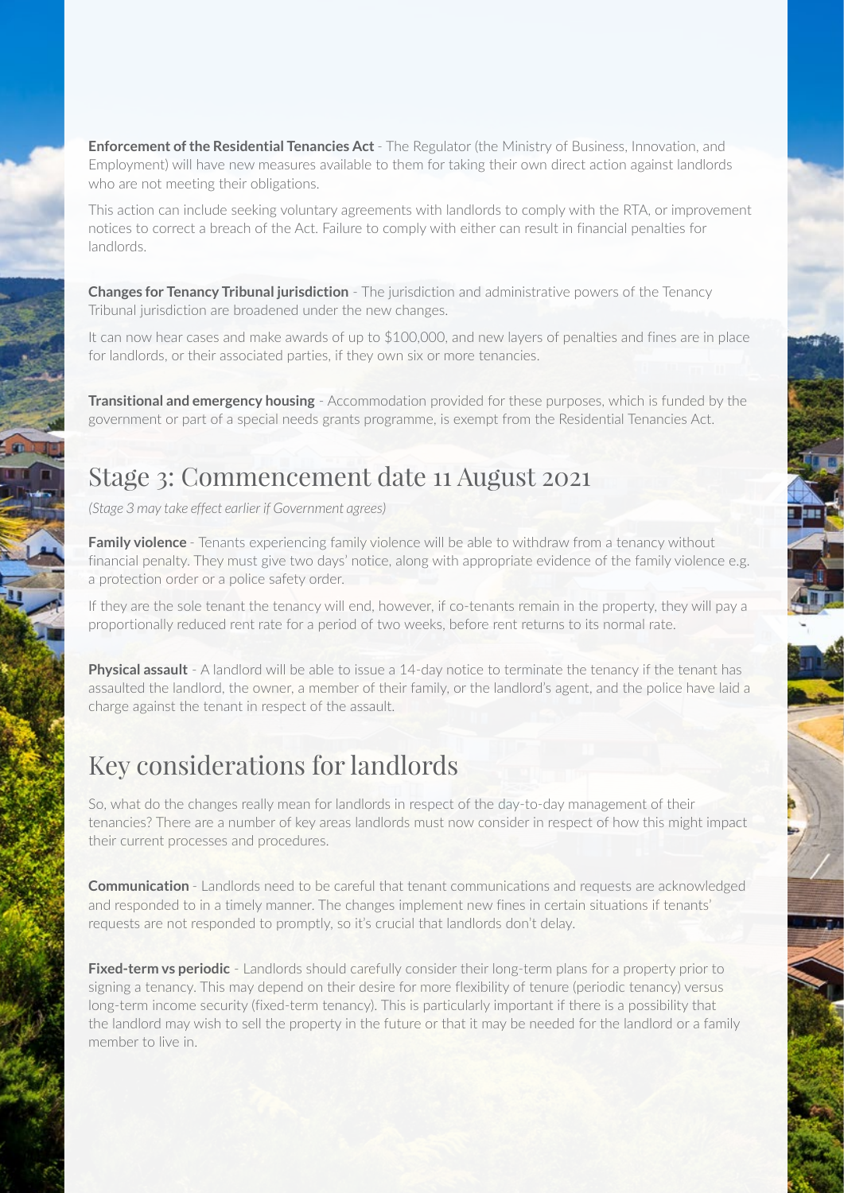**Enforcement of the Residential Tenancies Act** - The Regulator (the Ministry of Business, Innovation, and Employment) will have new measures available to them for taking their own direct action against landlords who are not meeting their obligations.

This action can include seeking voluntary agreements with landlords to comply with the RTA, or improvement notices to correct a breach of the Act. Failure to comply with either can result in financial penalties for landlords.

**Changes for Tenancy Tribunal jurisdiction** - The jurisdiction and administrative powers of the Tenancy Tribunal jurisdiction are broadened under the new changes.

It can now hear cases and make awards of up to $100,000, and new layers of penalties and fines are in place for landlords, or their associated parties, if they own six or more tenancies.

**Transitional and emergency housing** - Accommodation provided for these purposes, which is funded by the government or part of a special needs grants programme, is exempt from the Residential Tenancies Act.

## Stage 3: Commencement date 11 August 2021

*(Stage 3 may take effect earlier if Government agrees)*

**Family violence** - Tenants experiencing family violence will be able to withdraw from a tenancy without financial penalty. They must give two days' notice, along with appropriate evidence of the family violence e.g. a protection order or a police safety order.

If they are the sole tenant the tenancy will end, however, if co-tenants remain in the property, they will pay a proportionally reduced rent rate for a period of two weeks, before rent returns to its normal rate.

**Physical assault** - A landlord will be able to issue a 14-day notice to terminate the tenancy if the tenant has assaulted the landlord, the owner, a member of their family, or the landlord's agent, and the police have laid a charge against the tenant in respect of the assault.

## Key considerations for landlords

So, what do the changes really mean for landlords in respect of the day-to-day management of their tenancies? There are a number of key areas landlords must now consider in respect of how this might impact their current processes and procedures.

**Communication** - Landlords need to be careful that tenant communications and requests are acknowledged and responded to in a timely manner. The changes implement new fines in certain situations if tenants' requests are not responded to promptly, so it's crucial that landlords don't delay.

**Fixed-term vs periodic** - Landlords should carefully consider their long-term plans for a property prior to signing a tenancy. This may depend on their desire for more flexibility of tenure (periodic tenancy) versus long-term income security (fixed-term tenancy). This is particularly important if there is a possibility that the landlord may wish to sell the property in the future or that it may be needed for the landlord or a family member to live in.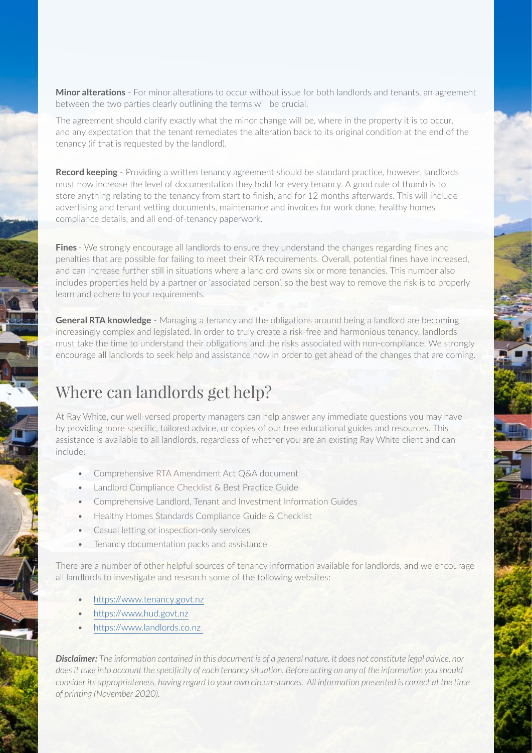**Minor alterations** - For minor alterations to occur without issue for both landlords and tenants, an agreement between the two parties clearly outlining the terms will be crucial.

The agreement should clarify exactly what the minor change will be, where in the property it is to occur, and any expectation that the tenant remediates the alteration back to its original condition at the end of the tenancy (if that is requested by the landlord).

**Record keeping** - Providing a written tenancy agreement should be standard practice, however, landlords must now increase the level of documentation they hold for every tenancy. A good rule of thumb is to store anything relating to the tenancy from start to finish, and for 12 months afterwards. This will include advertising and tenant vetting documents, maintenance and invoices for work done, healthy homes compliance details, and all end-of-tenancy paperwork.

**Fines** - We strongly encourage all landlords to ensure they understand the changes regarding fines and penalties that are possible for failing to meet their RTA requirements. Overall, potential fines have increased, and can increase further still in situations where a landlord owns six or more tenancies. This number also includes properties held by a partner or 'associated person', so the best way to remove the risk is to properly learn and adhere to your requirements.

**General RTA knowledge** - Managing a tenancy and the obligations around being a landlord are becoming increasingly complex and legislated. In order to truly create a risk-free and harmonious tenancy, landlords must take the time to understand their obligations and the risks associated with non-compliance. We strongly encourage all landlords to seek help and assistance now in order to get ahead of the changes that are coming.

## Where can landlords get help?

At Ray White, our well-versed property managers can help answer any immediate questions you may have by providing more specific, tailored advice, or copies of our free educational guides and resources. This assistance is available to all landlords, regardless of whether you are an existing Ray White client and can include:

- Comprehensive RTA Amendment Act Q&A document
- Landlord Compliance Checklist & Best Practice Guide
- Comprehensive Landlord, Tenant and Investment Information Guides
- Healthy Homes Standards Compliance Guide & Checklist
- Casual letting or inspection-only services
- Tenancy documentation packs and assistance

There are a number of other helpful sources of tenancy information available for landlords, and we encourage all landlords to investigate and research some of the following websites:

- https://www.tenancy.govt.nz
- https://www.hud.govt.nz
- https://www.landlords.co.nz

***Disclaimer:*** *The information contained in this document is of a general nature. It does not constitute legal advice, nor does it take into account the specificity of each tenancy situation. Before acting on any of the information you should consider its appropriateness, having regard to your own circumstances. All information presented is correct at the time of printing (November 2020).*